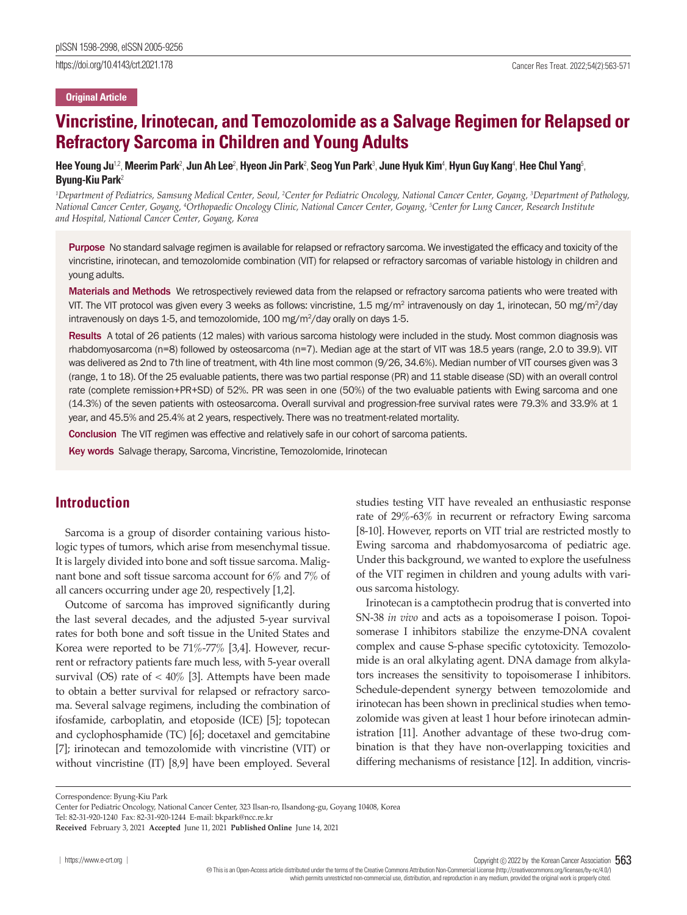Original Article

# Vincristine, Irinotecan, and Temozolomide as a Salvage Regimen for Relapsed or Refractory Sarcoma in Children and Young Adults

**Hee Young Ju[1,2], Meerim Park[2], Jun Ah Lee[2], Hyeon Jin Park[2], Seog Yun Park[3], June Hyuk Kim[4], Hyun Guy Kang[4], Hee Chul Yang[5], Byung-Kiu Park[2]**

*[1]Department of Pediatrics, Samsung Medical Center, Seoul, [2]Center for Pediatric Oncology, National Cancer Center, Goyang, [3]Department of Pathology, National Cancer Center, Goyang, [4]Orthopaedic Oncology Clinic, National Cancer Center, Goyang, [5]Center for Lung Cancer, Research Institute and Hospital, National Cancer Center, Goyang, Korea*

**Purpose** No standard salvage regimen is available for relapsed or refractory sarcoma. We investigated the efficacy and toxicity of the vincristine, irinotecan, and temozolomide combination (VIT) for relapsed or refractory sarcomas of variable histology in children and young adults.

**Materials and Methods** We retrospectively reviewed data from the relapsed or refractory sarcoma patients who were treated with VIT. The VIT protocol was given every 3 weeks as follows: vincristine, 1.5 mg/m$^2$ intravenously on day 1, irinotecan, 50 mg/m$^2$/day intravenously on days 1-5, and temozolomide, 100 mg/m$^2$/day orally on days 1-5.

**Results** A total of 26 patients (12 males) with various sarcoma histology were included in the study. Most common diagnosis was rhabdomyosarcoma (n=8) followed by osteosarcoma (n=7). Median age at the start of VIT was 18.5 years (range, 2.0 to 39.9). VIT was delivered as 2nd to 7th line of treatment, with 4th line most common (9/26, 34.6%). Median number of VIT courses given was 3 (range, 1 to 18). Of the 25 evaluable patients, there was two partial response (PR) and 11 stable disease (SD) with an overall control rate (complete remission+PR+SD) of 52%. PR was seen in one (50%) of the two evaluable patients with Ewing sarcoma and one (14.3%) of the seven patients with osteosarcoma. Overall survival and progression-free survival rates were 79.3% and 33.9% at 1 year, and 45.5% and 25.4% at 2 years, respectively. There was no treatment-related mortality.

**Conclusion** The VIT regimen was effective and relatively safe in our cohort of sarcoma patients.

**Key words** Salvage therapy, Sarcoma, Vincristine, Temozolomide, Irinotecan

## Introduction

Sarcoma is a group of disorder containing various histologic types of tumors, which arise from mesenchymal tissue. It is largely divided into bone and soft tissue sarcoma. Malignant bone and soft tissue sarcoma account for 6% and 7% of all cancers occurring under age 20, respectively [1,2].

Outcome of sarcoma has improved significantly during the last several decades, and the adjusted 5-year survival rates for both bone and soft tissue in the United States and Korea were reported to be 71%-77% [3,4]. However, recurrent or refractory patients fare much less, with 5-year overall survival (OS) rate of < 40% [3]. Attempts have been made to obtain a better survival for relapsed or refractory sarcoma. Several salvage regimens, including the combination of ifosfamide, carboplatin, and etoposide (ICE) [5]; topotecan and cyclophosphamide (TC) [6]; docetaxel and gemcitabine [7]; irinotecan and temozolomide with vincristine (VIT) or without vincristine (IT) [8,9] have been employed. Several studies testing VIT have revealed an enthusiastic response rate of 29%-63% in recurrent or refractory Ewing sarcoma [8-10]. However, reports on VIT trial are restricted mostly to Ewing sarcoma and rhabdomyosarcoma of pediatric age. Under this background, we wanted to explore the usefulness of the VIT regimen in children and young adults with various sarcoma histology.

Irinotecan is a camptothecin prodrug that is converted into SN-38 *in vivo* and acts as a topoisomerase I poison. Topoisomerase I inhibitors stabilize the enzyme-DNA covalent complex and cause S-phase specific cytotoxicity. Temozolomide is an oral alkylating agent. DNA damage from alkylators increases the sensitivity to topoisomerase I inhibitors. Schedule-dependent synergy between temozolomide and irinotecan has been shown in preclinical studies when temozolomide was given at least 1 hour before irinotecan administration [11]. Another advantage of these two-drug combination is that they have non-overlapping toxicities and differing mechanisms of resistance [12]. In addition, vincris-

Correspondence: Byung-Kiu Park
Center for Pediatric Oncology, National Cancer Center, 323 Ilsan-ro, Ilsandong-gu, Goyang 10408, Korea
Tel: 82-31-920-1240 Fax: 82-31-920-1244 E-mail: bkpark@ncc.re.kr
**Received** February 3, 2021 **Accepted** June 11, 2021 **Published Online** June 14, 2021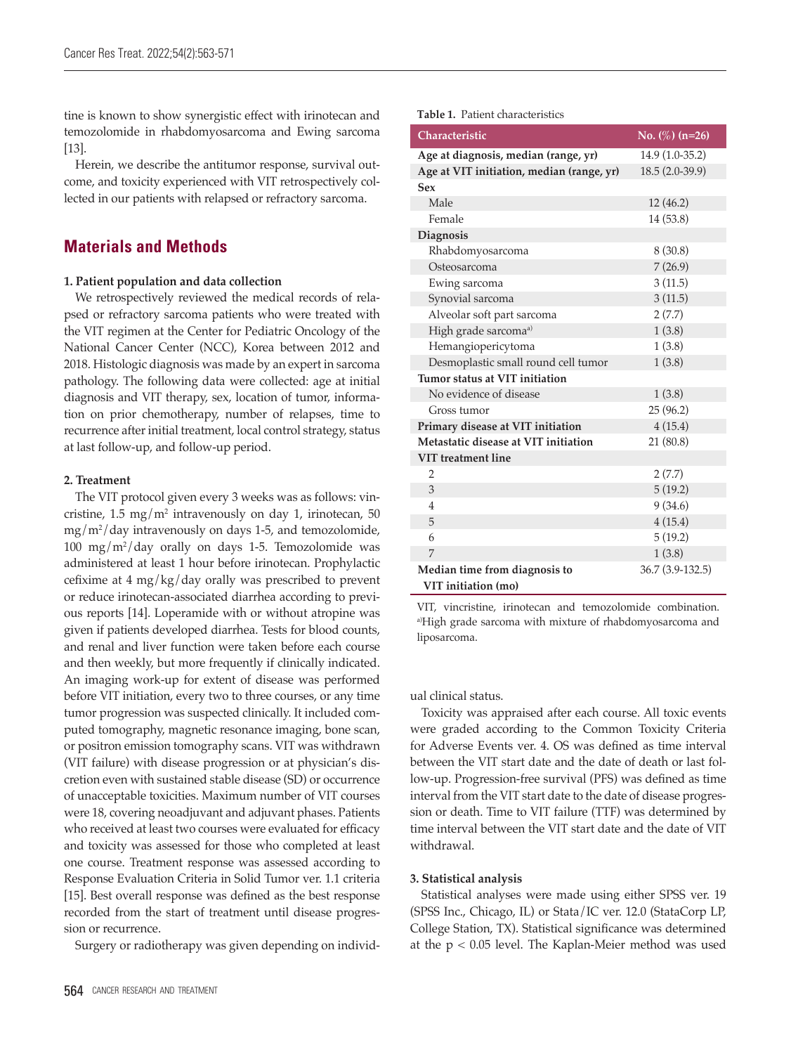tine is known to show synergistic effect with irinotecan and temozolomide in rhabdomyosarcoma and Ewing sarcoma [13].

Herein, we describe the antitumor response, survival outcome, and toxicity experienced with VIT retrospectively collected in our patients with relapsed or refractory sarcoma.

## Materials and Methods

### 1. Patient population and data collection

We retrospectively reviewed the medical records of relapsed or refractory sarcoma patients who were treated with the VIT regimen at the Center for Pediatric Oncology of the National Cancer Center (NCC), Korea between 2012 and 2018. Histologic diagnosis was made by an expert in sarcoma pathology. The following data were collected: age at initial diagnosis and VIT therapy, sex, location of tumor, information on prior chemotherapy, number of relapses, time to recurrence after initial treatment, local control strategy, status at last follow-up, and follow-up period.

### 2. Treatment

The VIT protocol given every 3 weeks was as follows: vincristine, 1.5 mg/m$^2$ intravenously on day 1, irinotecan, 50 mg/m$^2$/day intravenously on days 1-5, and temozolomide, 100 mg/m$^2$/day orally on days 1-5. Temozolomide was administered at least 1 hour before irinotecan. Prophylactic cefixime at 4 mg/kg/day orally was prescribed to prevent or reduce irinotecan-associated diarrhea according to previous reports [14]. Loperamide with or without atropine was given if patients developed diarrhea. Tests for blood counts, and renal and liver function were taken before each course and then weekly, but more frequently if clinically indicated. An imaging work-up for extent of disease was performed before VIT initiation, every two to three courses, or any time tumor progression was suspected clinically. It included computed tomography, magnetic resonance imaging, bone scan, or positron emission tomography scans. VIT was withdrawn (VIT failure) with disease progression or at physician's discretion even with sustained stable disease (SD) or occurrence of unacceptable toxicities. Maximum number of VIT courses were 18, covering neoadjuvant and adjuvant phases. Patients who received at least two courses were evaluated for efficacy and toxicity was assessed for those who completed at least one course. Treatment response was assessed according to Response Evaluation Criteria in Solid Tumor ver. 1.1 criteria [15]. Best overall response was defined as the best response recorded from the start of treatment until disease progression or recurrence.

Surgery or radiotherapy was given depending on individual clinical status.

**Table 1.** Patient characteristics

| Characteristic | No. (%) (n=26) |
|---|---|
| **Age at diagnosis, median (range, yr)** | 14.9 (1.0-35.2) |
| **Age at VIT initiation, median (range, yr)** | 18.5 (2.0-39.9) |
| **Sex** | |
| Male | 12 (46.2) |
| Female | 14 (53.8) |
| **Diagnosis** | |
| Rhabdomyosarcoma | 8 (30.8) |
| Osteosarcoma | 7 (26.9) |
| Ewing sarcoma | 3 (11.5) |
| Synovial sarcoma | 3 (11.5) |
| Alveolar soft part sarcoma | 2 (7.7) |
| High grade sarcoma[a] | 1 (3.8) |
| Hemangiopericytoma | 1 (3.8) |
| Desmoplastic small round cell tumor | 1 (3.8) |
| **Tumor status at VIT initiation** | |
| No evidence of disease | 1 (3.8) |
| Gross tumor | 25 (96.2) |
| **Primary disease at VIT initiation** | 4 (15.4) |
| **Metastatic disease at VIT initiation** | 21 (80.8) |
| **VIT treatment line** | |
| 2 | 2 (7.7) |
| 3 | 5 (19.2) |
| 4 | 9 (34.6) |
| 5 | 4 (15.4) |
| 6 | 5 (19.2) |
| 7 | 1 (3.8) |
| **Median time from diagnosis to VIT initiation (mo)** | 36.7 (3.9-132.5) |

VIT, vincristine, irinotecan and temozolomide combination. [a]High grade sarcoma with mixture of rhabdomyosarcoma and liposarcoma.

Toxicity was appraised after each course. All toxic events were graded according to the Common Toxicity Criteria for Adverse Events ver. 4. OS was defined as time interval between the VIT start date and the date of death or last follow-up. Progression-free survival (PFS) was defined as time interval from the VIT start date to the date of disease progression or death. Time to VIT failure (TTF) was determined by time interval between the VIT start date and the date of VIT withdrawal.

### 3. Statistical analysis

Statistical analyses were made using either SPSS ver. 19 (SPSS Inc., Chicago, IL) or Stata/IC ver. 12.0 (StataCorp LP, College Station, TX). Statistical significance was determined at the $p < 0.05$ level. The Kaplan-Meier method was used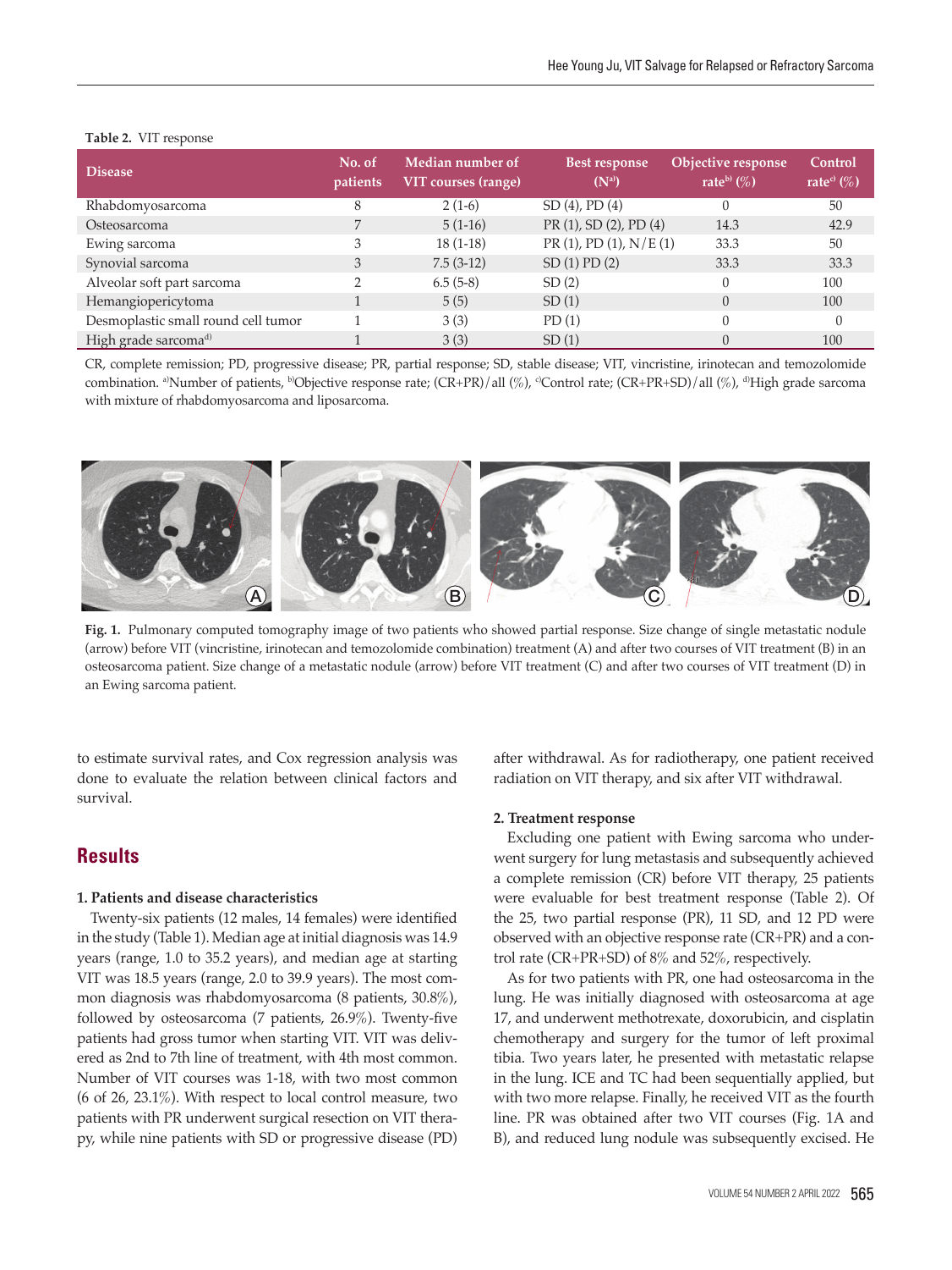**Table 2.** VIT response

| Disease | No. of patients | Median number of VIT courses (range) | Best response (N[a]) | Objective response rate[b] (%) | Control rate[c] (%) |
|---|---|---|---|---|---|
| Rhabdomyosarcoma | 8 | 2 (1-6) | SD (4), PD (4) | 0 | 50 |
| Osteosarcoma | 7 | 5 (1-16) | PR (1), SD (2), PD (4) | 14.3 | 42.9 |
| Ewing sarcoma | 3 | 18 (1-18) | PR (1), PD (1), N/E (1) | 33.3 | 50 |
| Synovial sarcoma | 3 | 7.5 (3-12) | SD (1) PD (2) | 33.3 | 33.3 |
| Alveolar soft part sarcoma | 2 | 6.5 (5-8) | SD (2) | 0 | 100 |
| Hemangiopericytoma | 1 | 5 (5) | SD (1) | 0 | 100 |
| Desmoplastic small round cell tumor | 1 | 3 (3) | PD (1) | 0 | 0 |
| High grade sarcoma[d] | 1 | 3 (3) | SD (1) | 0 | 100 |

CR, complete remission; PD, progressive disease; PR, partial response; SD, stable disease; VIT, vincristine, irinotecan and temozolomide combination. [a]Number of patients, [b]Objective response rate; (CR+PR)/all (%), [c]Control rate; (CR+PR+SD)/all (%), [d]High grade sarcoma with mixture of rhabdomyosarcoma and liposarcoma.

**Fig. 1.** Pulmonary computed tomography image of two patients who showed partial response. Size change of single metastatic nodule (arrow) before VIT (vincristine, irinotecan and temozolomide combination) treatment (A) and after two courses of VIT treatment (B) in an osteosarcoma patient. Size change of a metastatic nodule (arrow) before VIT treatment (C) and after two courses of VIT treatment (D) in an Ewing sarcoma patient.

to estimate survival rates, and Cox regression analysis was done to evaluate the relation between clinical factors and survival.

## Results

### 1. Patients and disease characteristics

Twenty-six patients (12 males, 14 females) were identified in the study (Table 1). Median age at initial diagnosis was 14.9 years (range, 1.0 to 35.2 years), and median age at starting VIT was 18.5 years (range, 2.0 to 39.9 years). The most common diagnosis was rhabdomyosarcoma (8 patients, 30.8%), followed by osteosarcoma (7 patients, 26.9%). Twenty-five patients had gross tumor when starting VIT. VIT was delivered as 2nd to 7th line of treatment, with 4th most common. Number of VIT courses was 1-18, with two most common (6 of 26, 23.1%). With respect to local control measure, two patients with PR underwent surgical resection on VIT therapy, while nine patients with SD or progressive disease (PD) after withdrawal. As for radiotherapy, one patient received radiation on VIT therapy, and six after VIT withdrawal.

### 2. Treatment response

Excluding one patient with Ewing sarcoma who underwent surgery for lung metastasis and subsequently achieved a complete remission (CR) before VIT therapy, 25 patients were evaluable for best treatment response (Table 2). Of the 25, two partial response (PR), 11 SD, and 12 PD were observed with an objective response rate (CR+PR) and a control rate (CR+PR+SD) of 8% and 52%, respectively.

As for two patients with PR, one had osteosarcoma in the lung. He was initially diagnosed with osteosarcoma at age 17, and underwent methotrexate, doxorubicin, and cisplatin chemotherapy and surgery for the tumor of left proximal tibia. Two years later, he presented with metastatic relapse in the lung. ICE and TC had been sequentially applied, but with two more relapse. Finally, he received VIT as the fourth line. PR was obtained after two VIT courses (Fig. 1A and B), and reduced lung nodule was subsequently excised. He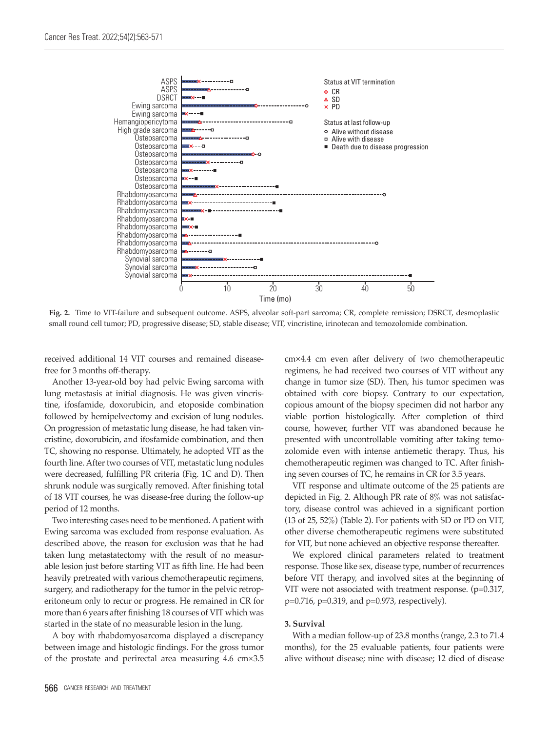**Fig. 2.** Time to VIT-failure and subsequent outcome. ASPS, alveolar soft-part sarcoma; CR, complete remission; DSRCT, desmoplastic small round cell tumor; PD, progressive disease; SD, stable disease; VIT, vincristine, irinotecan and temozolomide combination.

received additional 14 VIT courses and remained disease-free for 3 months off-therapy.

Another 13-year-old boy had pelvic Ewing sarcoma with lung metastasis at initial diagnosis. He was given vincristine, ifosfamide, doxorubicin, and etoposide combination followed by hemipelvectomy and excision of lung nodules. On progression of metastatic lung disease, he had taken vincristine, doxorubicin, and ifosfamide combination, and then TC, showing no response. Ultimately, he adopted VIT as the fourth line. After two courses of VIT, metastatic lung nodules were decreased, fulfilling PR criteria (Fig. 1C and D). Then shrunk nodule was surgically removed. After finishing total of 18 VIT courses, he was disease-free during the follow-up period of 12 months.

Two interesting cases need to be mentioned. A patient with Ewing sarcoma was excluded from response evaluation. As described above, the reason for exclusion was that he had taken lung metastatectomy with the result of no measurable lesion just before starting VIT as fifth line. He had been heavily pretreated with various chemotherapeutic regimens, surgery, and radiotherapy for the tumor in the pelvic retroperitoneum only to recur or progress. He remained in CR for more than 6 years after finishing 18 courses of VIT which was started in the state of no measurable lesion in the lung.

A boy with rhabdomyosarcoma displayed a discrepancy between image and histologic findings. For the gross tumor of the prostate and perirectal area measuring 4.6 cm×3.5 cm×4.4 cm even after delivery of two chemotherapeutic regimens, he had received two courses of VIT without any change in tumor size (SD). Then, his tumor specimen was obtained with core biopsy. Contrary to our expectation, copious amount of the biopsy specimen did not harbor any viable portion histologically. After completion of third course, however, further VIT was abandoned because he presented with uncontrollable vomiting after taking temozolomide even with intense antiemetic therapy. Thus, his chemotherapeutic regimen was changed to TC. After finishing seven courses of TC, he remains in CR for 3.5 years.

VIT response and ultimate outcome of the 25 patients are depicted in Fig. 2. Although PR rate of 8% was not satisfactory, disease control was achieved in a significant portion (13 of 25, 52%) (Table 2). For patients with SD or PD on VIT, other diverse chemotherapeutic regimens were substituted for VIT, but none achieved an objective response thereafter.

We explored clinical parameters related to treatment response. Those like sex, disease type, number of recurrences before VIT therapy, and involved sites at the beginning of VIT were not associated with treatment response. ($p=0.317$, $p=0.716$, $p=0.319$, and $p=0.973$, respectively).

### 3. Survival

With a median follow-up of 23.8 months (range, 2.3 to 71.4 months), for the 25 evaluable patients, four patients were alive without disease; nine with disease; 12 died of disease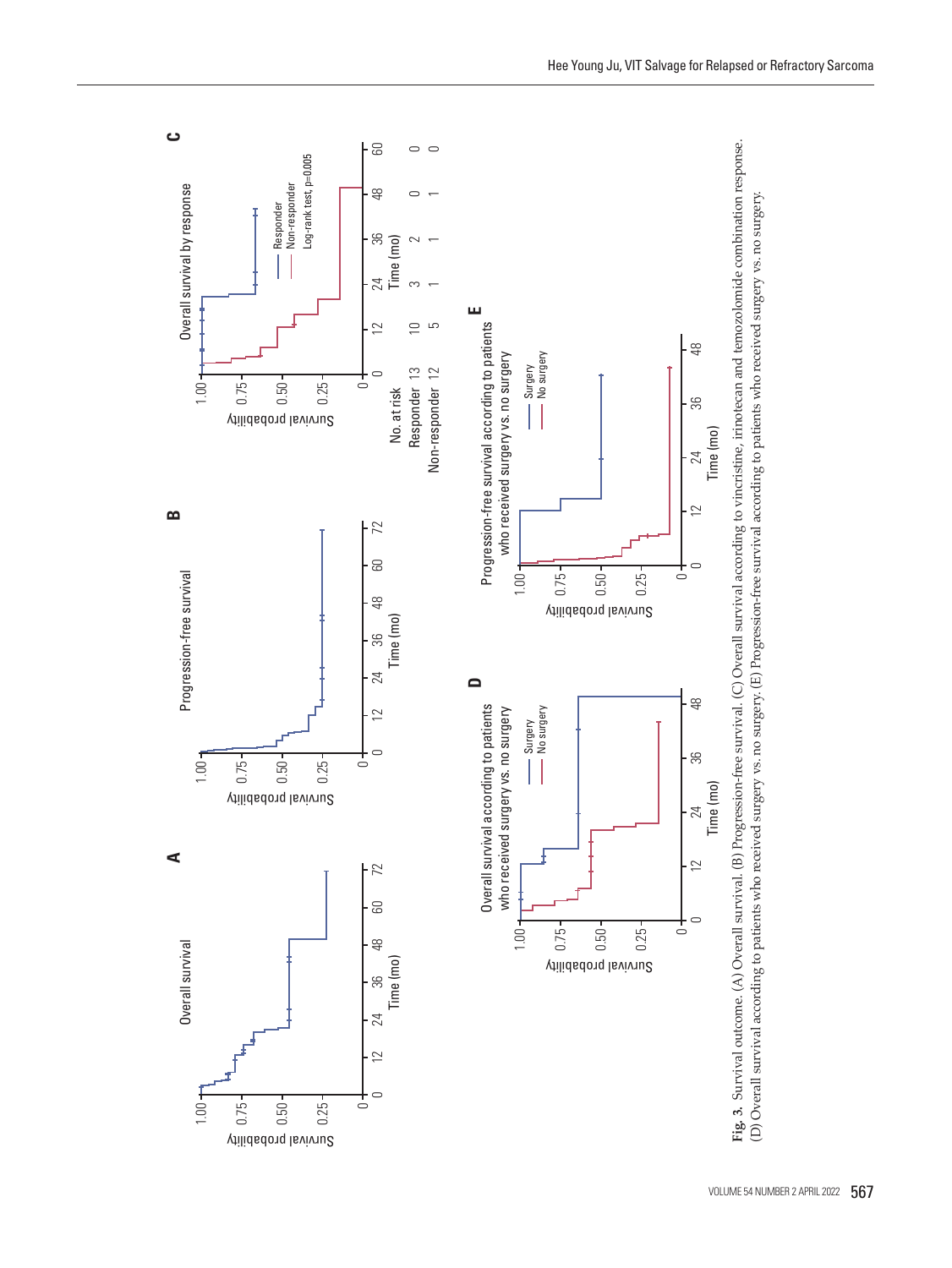**Fig. 3.** Survival outcome. (A) Overall survival. (B) Progression-free survival. (C) Overall survival according to vincristine, irinotecan and temozolomide combination response. (D) Overall survival according to patients who received surgery vs. no surgery. (E) Progression-free survival according to patients who received surgery vs. no surgery.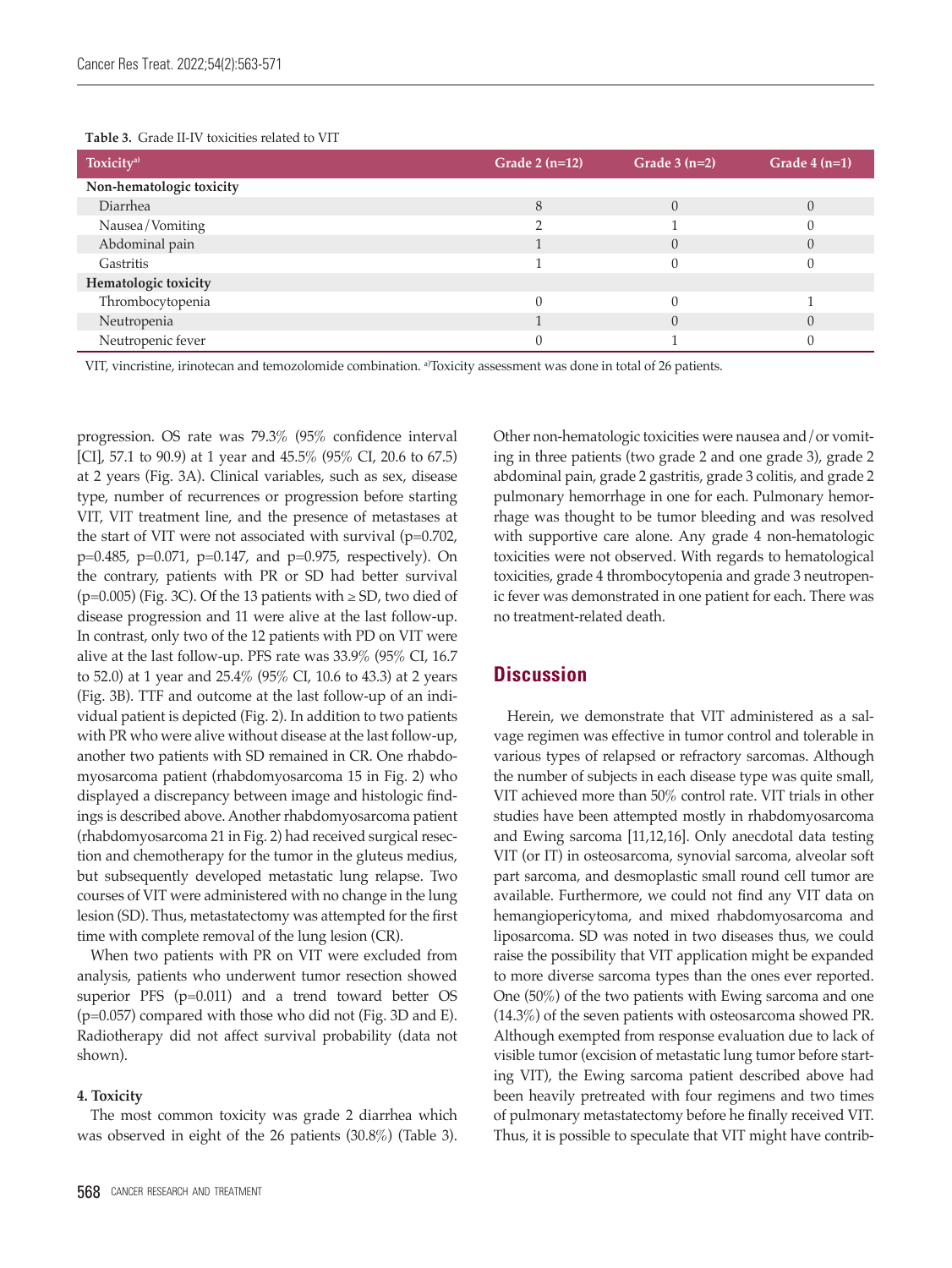**Table 3.** Grade II-IV toxicities related to VIT

| Toxicity[a] | Grade 2 (n=12) | Grade 3 (n=2) | Grade 4 (n=1) |
|---|---|---|---|
| **Non-hematologic toxicity** | | | |
| Diarrhea | 8 | 0 | 0 |
| Nausea/Vomiting | 2 | 1 | 0 |
| Abdominal pain | 1 | 0 | 0 |
| Gastritis | 1 | 0 | 0 |
| **Hematologic toxicity** | | | |
| Thrombocytopenia | 0 | 0 | 1 |
| Neutropenia | 1 | 0 | 0 |
| Neutropenic fever | 0 | 1 | 0 |

VIT, vincristine, irinotecan and temozolomide combination. [a]Toxicity assessment was done in total of 26 patients.

progression. OS rate was 79.3% (95% confidence interval [CI], 57.1 to 90.9) at 1 year and 45.5% (95% CI, 20.6 to 67.5) at 2 years (Fig. 3A). Clinical variables, such as sex, disease type, number of recurrences or progression before starting VIT, VIT treatment line, and the presence of metastases at the start of VIT were not associated with survival (p=0.702, p=0.485, p=0.071, p=0.147, and p=0.975, respectively). On the contrary, patients with PR or SD had better survival (p=0.005) (Fig. 3C). Of the 13 patients with ≥ SD, two died of disease progression and 11 were alive at the last follow-up. In contrast, only two of the 12 patients with PD on VIT were alive at the last follow-up. PFS rate was 33.9% (95% CI, 16.7 to 52.0) at 1 year and 25.4% (95% CI, 10.6 to 43.3) at 2 years (Fig. 3B). TTF and outcome at the last follow-up of an individual patient is depicted (Fig. 2). In addition to two patients with PR who were alive without disease at the last follow-up, another two patients with SD remained in CR. One rhabdomyosarcoma patient (rhabdomyosarcoma 15 in Fig. 2) who displayed a discrepancy between image and histologic findings is described above. Another rhabdomyosarcoma patient (rhabdomyosarcoma 21 in Fig. 2) had received surgical resection and chemotherapy for the tumor in the gluteus medius, but subsequently developed metastatic lung relapse. Two courses of VIT were administered with no change in the lung lesion (SD). Thus, metastatectomy was attempted for the first time with complete removal of the lung lesion (CR).

When two patients with PR on VIT were excluded from analysis, patients who underwent tumor resection showed superior PFS (p=0.011) and a trend toward better OS (p=0.057) compared with those who did not (Fig. 3D and E). Radiotherapy did not affect survival probability (data not shown).

#### 4. Toxicity

The most common toxicity was grade 2 diarrhea which was observed in eight of the 26 patients (30.8%) (Table 3). Other non-hematologic toxicities were nausea and/or vomiting in three patients (two grade 2 and one grade 3), grade 2 abdominal pain, grade 2 gastritis, grade 3 colitis, and grade 2 pulmonary hemorrhage in one for each. Pulmonary hemorrhage was thought to be tumor bleeding and was resolved with supportive care alone. Any grade 4 non-hematologic toxicities were not observed. With regards to hematological toxicities, grade 4 thrombocytopenia and grade 3 neutropenic fever was demonstrated in one patient for each. There was no treatment-related death.

## Discussion

Herein, we demonstrate that VIT administered as a salvage regimen was effective in tumor control and tolerable in various types of relapsed or refractory sarcomas. Although the number of subjects in each disease type was quite small, VIT achieved more than 50% control rate. VIT trials in other studies have been attempted mostly in rhabdomyosarcoma and Ewing sarcoma [11,12,16]. Only anecdotal data testing VIT (or IT) in osteosarcoma, synovial sarcoma, alveolar soft part sarcoma, and desmoplastic small round cell tumor are available. Furthermore, we could not find any VIT data on hemangiopericytoma, and mixed rhabdomyosarcoma and liposarcoma. SD was noted in two diseases thus, we could raise the possibility that VIT application might be expanded to more diverse sarcoma types than the ones ever reported. One (50%) of the two patients with Ewing sarcoma and one (14.3%) of the seven patients with osteosarcoma showed PR. Although exempted from response evaluation due to lack of visible tumor (excision of metastatic lung tumor before starting VIT), the Ewing sarcoma patient described above had been heavily pretreated with four regimens and two times of pulmonary metastatectomy before he finally received VIT. Thus, it is possible to speculate that VIT might have contrib-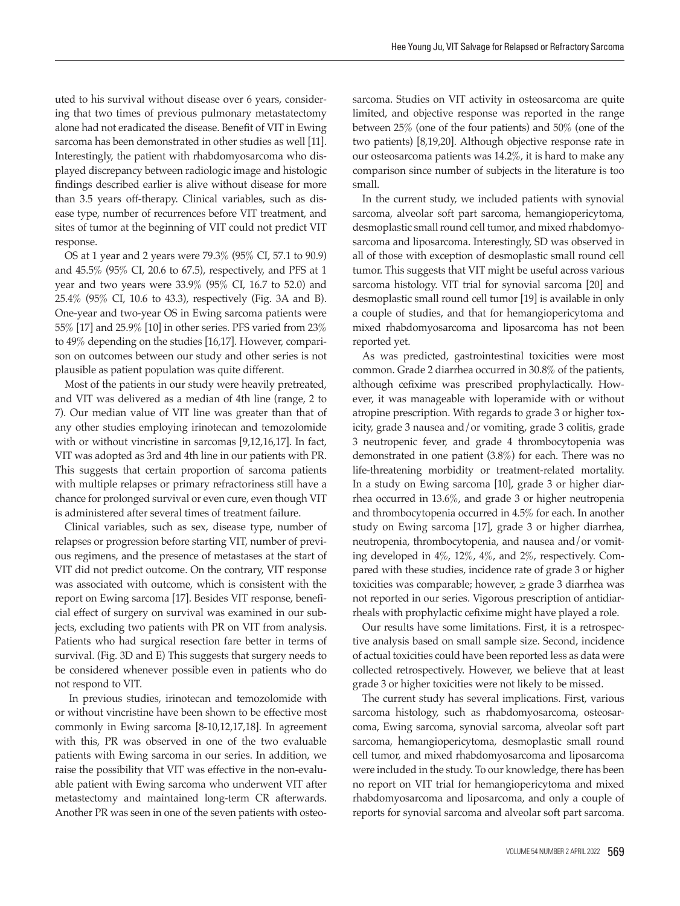uted to his survival without disease over 6 years, considering that two times of previous pulmonary metastatectomy alone had not eradicated the disease. Benefit of VIT in Ewing sarcoma has been demonstrated in other studies as well [11]. Interestingly, the patient with rhabdomyosarcoma who displayed discrepancy between radiologic image and histologic findings described earlier is alive without disease for more than 3.5 years off-therapy. Clinical variables, such as disease type, number of recurrences before VIT treatment, and sites of tumor at the beginning of VIT could not predict VIT response.

OS at 1 year and 2 years were 79.3% (95% CI, 57.1 to 90.9) and 45.5% (95% CI, 20.6 to 67.5), respectively, and PFS at 1 year and two years were 33.9% (95% CI, 16.7 to 52.0) and 25.4% (95% CI, 10.6 to 43.3), respectively (Fig. 3A and B). One-year and two-year OS in Ewing sarcoma patients were 55% [17] and 25.9% [10] in other series. PFS varied from 23% to 49% depending on the studies [16,17]. However, comparison on outcomes between our study and other series is not plausible as patient population was quite different.

Most of the patients in our study were heavily pretreated, and VIT was delivered as a median of 4th line (range, 2 to 7). Our median value of VIT line was greater than that of any other studies employing irinotecan and temozolomide with or without vincristine in sarcomas [9,12,16,17]. In fact, VIT was adopted as 3rd and 4th line in our patients with PR. This suggests that certain proportion of sarcoma patients with multiple relapses or primary refractoriness still have a chance for prolonged survival or even cure, even though VIT is administered after several times of treatment failure.

Clinical variables, such as sex, disease type, number of relapses or progression before starting VIT, number of previous regimens, and the presence of metastases at the start of VIT did not predict outcome. On the contrary, VIT response was associated with outcome, which is consistent with the report on Ewing sarcoma [17]. Besides VIT response, beneficial effect of surgery on survival was examined in our subjects, excluding two patients with PR on VIT from analysis. Patients who had surgical resection fare better in terms of survival. (Fig. 3D and E) This suggests that surgery needs to be considered whenever possible even in patients who do not respond to VIT.

In previous studies, irinotecan and temozolomide with or without vincristine have been shown to be effective most commonly in Ewing sarcoma [8-10,12,17,18]. In agreement with this, PR was observed in one of the two evaluable patients with Ewing sarcoma in our series. In addition, we raise the possibility that VIT was effective in the non-evaluable patient with Ewing sarcoma who underwent VIT after metastectomy and maintained long-term CR afterwards. Another PR was seen in one of the seven patients with osteosarcoma. Studies on VIT activity in osteosarcoma are quite limited, and objective response was reported in the range between 25% (one of the four patients) and 50% (one of the two patients) [8,19,20]. Although objective response rate in our osteosarcoma patients was 14.2%, it is hard to make any comparison since number of subjects in the literature is too small.

In the current study, we included patients with synovial sarcoma, alveolar soft part sarcoma, hemangiopericytoma, desmoplastic small round cell tumor, and mixed rhabdomyosarcoma and liposarcoma. Interestingly, SD was observed in all of those with exception of desmoplastic small round cell tumor. This suggests that VIT might be useful across various sarcoma histology. VIT trial for synovial sarcoma [20] and desmoplastic small round cell tumor [19] is available in only a couple of studies, and that for hemangiopericytoma and mixed rhabdomyosarcoma and liposarcoma has not been reported yet.

As was predicted, gastrointestinal toxicities were most common. Grade 2 diarrhea occurred in 30.8% of the patients, although cefixime was prescribed prophylactically. However, it was manageable with loperamide with or without atropine prescription. With regards to grade 3 or higher toxicity, grade 3 nausea and/or vomiting, grade 3 colitis, grade 3 neutropenic fever, and grade 4 thrombocytopenia was demonstrated in one patient (3.8%) for each. There was no life-threatening morbidity or treatment-related mortality. In a study on Ewing sarcoma [10], grade 3 or higher diarrhea occurred in 13.6%, and grade 3 or higher neutropenia and thrombocytopenia occurred in 4.5% for each. In another study on Ewing sarcoma [17], grade 3 or higher diarrhea, neutropenia, thrombocytopenia, and nausea and/or vomiting developed in 4%, 12%, 4%, and 2%, respectively. Compared with these studies, incidence rate of grade 3 or higher toxicities was comparable; however, ≥ grade 3 diarrhea was not reported in our series. Vigorous prescription of antidiarrheals with prophylactic cefixime might have played a role.

Our results have some limitations. First, it is a retrospective analysis based on small sample size. Second, incidence of actual toxicities could have been reported less as data were collected retrospectively. However, we believe that at least grade 3 or higher toxicities were not likely to be missed.

The current study has several implications. First, various sarcoma histology, such as rhabdomyosarcoma, osteosarcoma, Ewing sarcoma, synovial sarcoma, alveolar soft part sarcoma, hemangiopericytoma, desmoplastic small round cell tumor, and mixed rhabdomyosarcoma and liposarcoma were included in the study. To our knowledge, there has been no report on VIT trial for hemangiopericytoma and mixed rhabdomyosarcoma and liposarcoma, and only a couple of reports for synovial sarcoma and alveolar soft part sarcoma.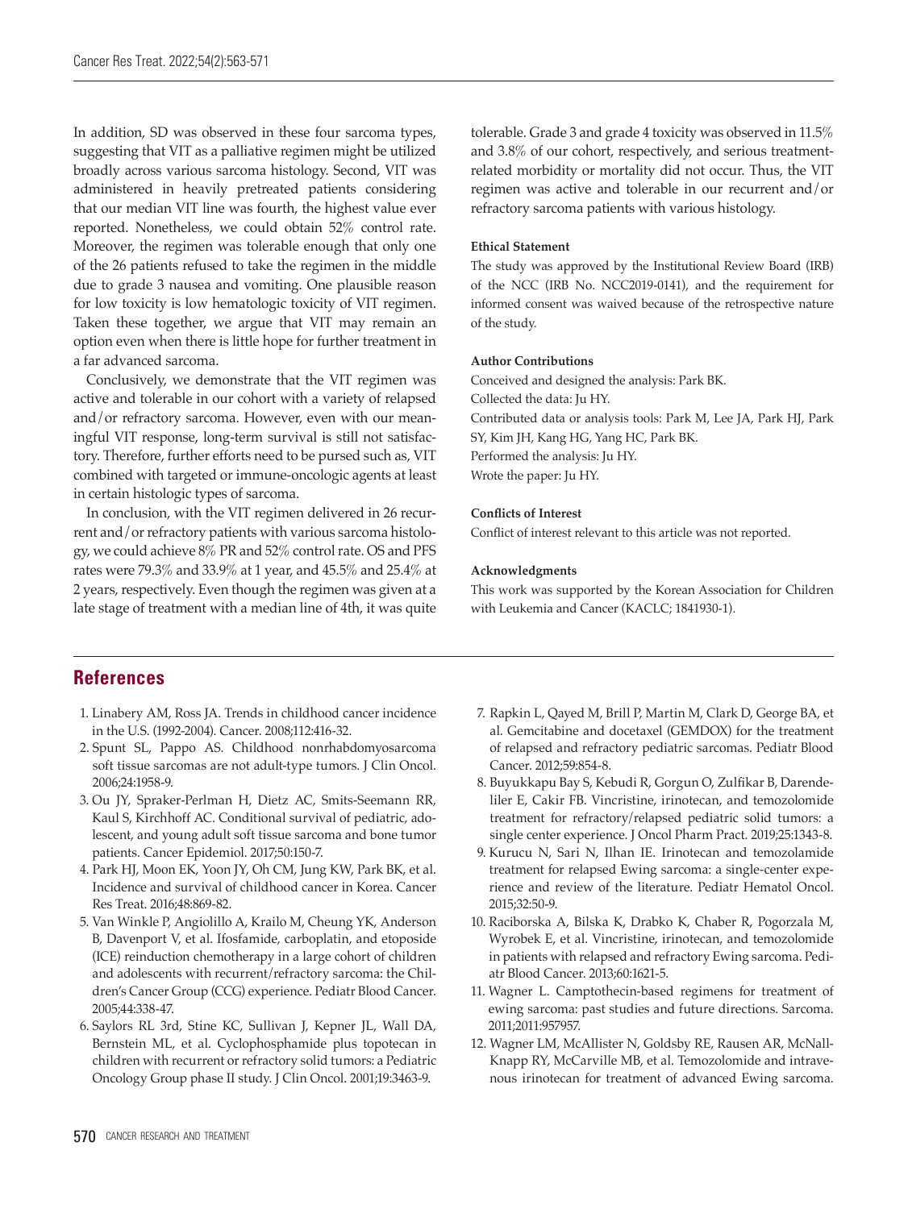In addition, SD was observed in these four sarcoma types, suggesting that VIT as a palliative regimen might be utilized broadly across various sarcoma histology. Second, VIT was administered in heavily pretreated patients considering that our median VIT line was fourth, the highest value ever reported. Nonetheless, we could obtain 52% control rate. Moreover, the regimen was tolerable enough that only one of the 26 patients refused to take the regimen in the middle due to grade 3 nausea and vomiting. One plausible reason for low toxicity is low hematologic toxicity of VIT regimen. Taken these together, we argue that VIT may remain an option even when there is little hope for further treatment in a far advanced sarcoma.

Conclusively, we demonstrate that the VIT regimen was active and tolerable in our cohort with a variety of relapsed and/or refractory sarcoma. However, even with our meaningful VIT response, long-term survival is still not satisfactory. Therefore, further efforts need to be pursed such as, VIT combined with targeted or immune-oncologic agents at least in certain histologic types of sarcoma.

In conclusion, with the VIT regimen delivered in 26 recurrent and/or refractory patients with various sarcoma histology, we could achieve 8% PR and 52% control rate. OS and PFS rates were 79.3% and 33.9% at 1 year, and 45.5% and 25.4% at 2 years, respectively. Even though the regimen was given at a late stage of treatment with a median line of 4th, it was quite tolerable. Grade 3 and grade 4 toxicity was observed in 11.5% and 3.8% of our cohort, respectively, and serious treatment-related morbidity or mortality did not occur. Thus, the VIT regimen was active and tolerable in our recurrent and/or refractory sarcoma patients with various histology.

#### Ethical Statement

The study was approved by the Institutional Review Board (IRB) of the NCC (IRB No. NCC2019-0141), and the requirement for informed consent was waived because of the retrospective nature of the study.

#### Author Contributions

Conceived and designed the analysis: Park BK.
Collected the data: Ju HY.
Contributed data or analysis tools: Park M, Lee JA, Park HJ, Park SY, Kim JH, Kang HG, Yang HC, Park BK.
Performed the analysis: Ju HY.
Wrote the paper: Ju HY.

#### Conflicts of Interest

Conflict of interest relevant to this article was not reported.

#### Acknowledgments

This work was supported by the Korean Association for Children with Leukemia and Cancer (KACLC; 1841930-1).

## References

1. Linabery AM, Ross JA. Trends in childhood cancer incidence in the U.S. (1992-2004). Cancer. 2008;112:416-32.
2. Spunt SL, Pappo AS. Childhood nonrhabdomyosarcoma soft tissue sarcomas are not adult-type tumors. J Clin Oncol. 2006;24:1958-9.
3. Ou JY, Spraker-Perlman H, Dietz AC, Smits-Seemann RR, Kaul S, Kirchhoff AC. Conditional survival of pediatric, adolescent, and young adult soft tissue sarcoma and bone tumor patients. Cancer Epidemiol. 2017;50:150-7.
4. Park HJ, Moon EK, Yoon JY, Oh CM, Jung KW, Park BK, et al. Incidence and survival of childhood cancer in Korea. Cancer Res Treat. 2016;48:869-82.
5. Van Winkle P, Angiolillo A, Krailo M, Cheung YK, Anderson B, Davenport V, et al. Ifosfamide, carboplatin, and etoposide (ICE) reinduction chemotherapy in a large cohort of children and adolescents with recurrent/refractory sarcoma: the Children's Cancer Group (CCG) experience. Pediatr Blood Cancer. 2005;44:338-47.
6. Saylors RL 3rd, Stine KC, Sullivan J, Kepner JL, Wall DA, Bernstein ML, et al. Cyclophosphamide plus topotecan in children with recurrent or refractory solid tumors: a Pediatric Oncology Group phase II study. J Clin Oncol. 2001;19:3463-9.
7. Rapkin L, Qayed M, Brill P, Martin M, Clark D, George BA, et al. Gemcitabine and docetaxel (GEMDOX) for the treatment of relapsed and refractory pediatric sarcomas. Pediatr Blood Cancer. 2012;59:854-8.
8. Buyukkapu Bay S, Kebudi R, Gorgun O, Zulfikar B, Darendeliler E, Cakir FB. Vincristine, irinotecan, and temozolomide treatment for refractory/relapsed pediatric solid tumors: a single center experience. J Oncol Pharm Pract. 2019;25:1343-8.
9. Kurucu N, Sari N, Ilhan IE. Irinotecan and temozolamide treatment for relapsed Ewing sarcoma: a single-center experience and review of the literature. Pediatr Hematol Oncol. 2015;32:50-9.
10. Raciborska A, Bilska K, Drabko K, Chaber R, Pogorzala M, Wyrobek E, et al. Vincristine, irinotecan, and temozolomide in patients with relapsed and refractory Ewing sarcoma. Pediatr Blood Cancer. 2013;60:1621-5.
11. Wagner L. Camptothecin-based regimens for treatment of ewing sarcoma: past studies and future directions. Sarcoma. 2011;2011:957957.
12. Wagner LM, McAllister N, Goldsby RE, Rausen AR, McNall-Knapp RY, McCarville MB, et al. Temozolomide and intravenous irinotecan for treatment of advanced Ewing sarcoma.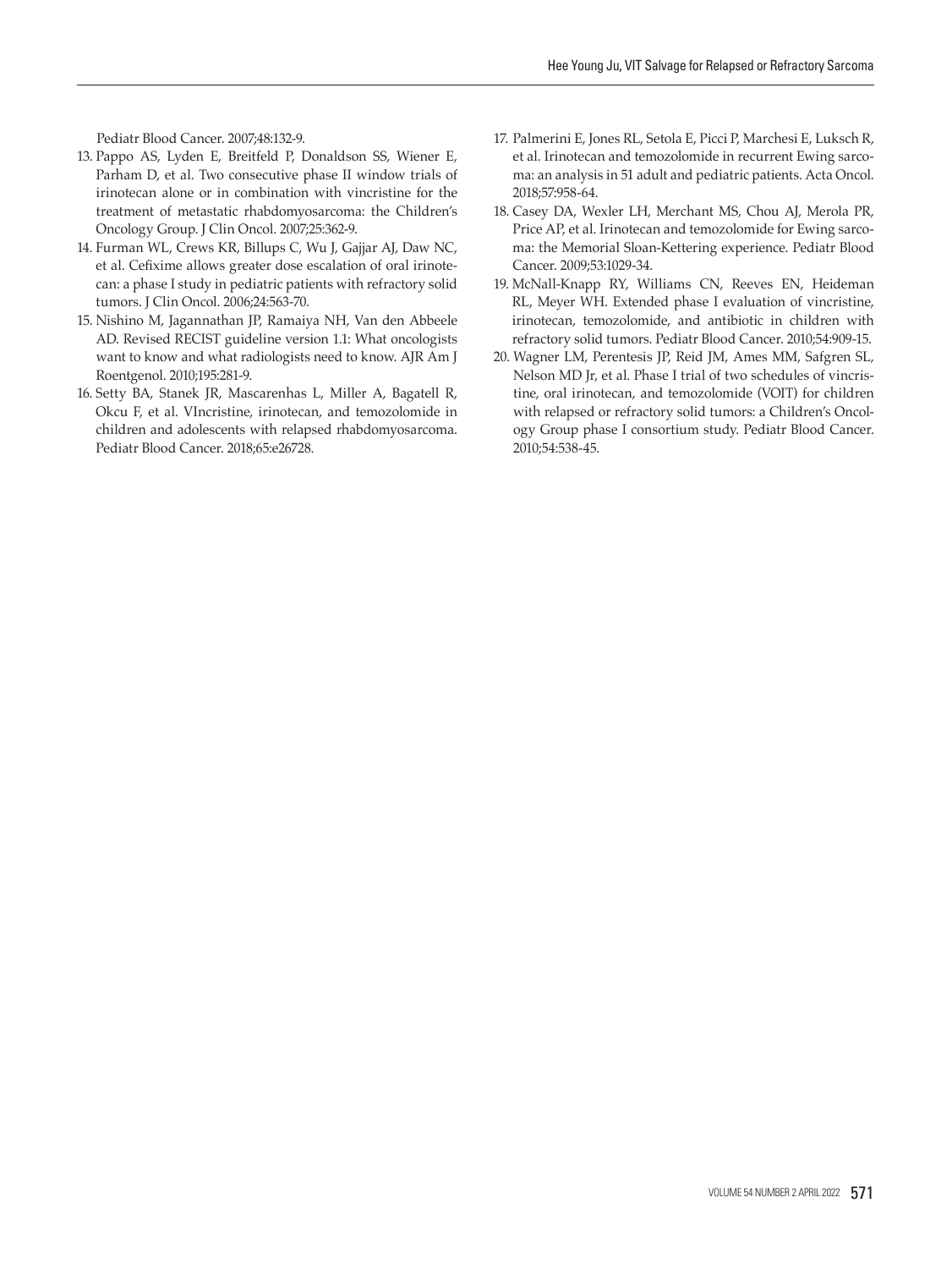Pediatr Blood Cancer. 2007;48:132-9.

13. Pappo AS, Lyden E, Breitfeld P, Donaldson SS, Wiener E, Parham D, et al. Two consecutive phase II window trials of irinotecan alone or in combination with vincristine for the treatment of metastatic rhabdomyosarcoma: the Children's Oncology Group. J Clin Oncol. 2007;25:362-9.
14. Furman WL, Crews KR, Billups C, Wu J, Gajjar AJ, Daw NC, et al. Cefixime allows greater dose escalation of oral irinotecan: a phase I study in pediatric patients with refractory solid tumors. J Clin Oncol. 2006;24:563-70.
15. Nishino M, Jagannathan JP, Ramaiya NH, Van den Abbeele AD. Revised RECIST guideline version 1.1: What oncologists want to know and what radiologists need to know. AJR Am J Roentgenol. 2010;195:281-9.
16. Setty BA, Stanek JR, Mascarenhas L, Miller A, Bagatell R, Okcu F, et al. VIncristine, irinotecan, and temozolomide in children and adolescents with relapsed rhabdomyosarcoma. Pediatr Blood Cancer. 2018;65:e26728.
17. Palmerini E, Jones RL, Setola E, Picci P, Marchesi E, Luksch R, et al. Irinotecan and temozolomide in recurrent Ewing sarcoma: an analysis in 51 adult and pediatric patients. Acta Oncol. 2018;57:958-64.
18. Casey DA, Wexler LH, Merchant MS, Chou AJ, Merola PR, Price AP, et al. Irinotecan and temozolomide for Ewing sarcoma: the Memorial Sloan-Kettering experience. Pediatr Blood Cancer. 2009;53:1029-34.
19. McNall-Knapp RY, Williams CN, Reeves EN, Heideman RL, Meyer WH. Extended phase I evaluation of vincristine, irinotecan, temozolomide, and antibiotic in children with refractory solid tumors. Pediatr Blood Cancer. 2010;54:909-15.
20. Wagner LM, Perentesis JP, Reid JM, Ames MM, Safgren SL, Nelson MD Jr, et al. Phase I trial of two schedules of vincristine, oral irinotecan, and temozolomide (VOIT) for children with relapsed or refractory solid tumors: a Children's Oncology Group phase I consortium study. Pediatr Blood Cancer. 2010;54:538-45.